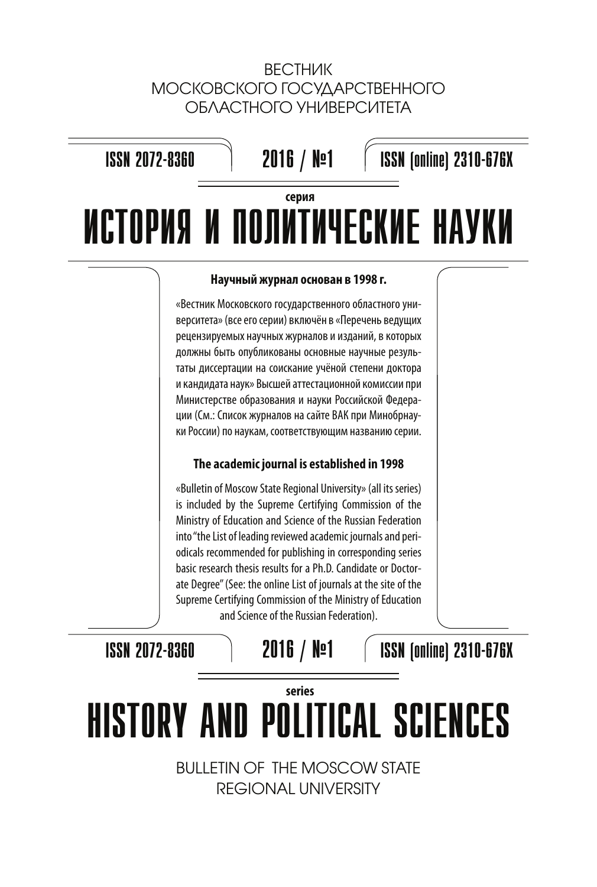ВЕСТНИК
МОСКОВСКОГО ГОСУДАРСТВЕННОГО
ОБЛАСТНОГО УНИВЕРСИТЕТА

ISSN 2072-8360 | 2016 / №1 | ISSN (online) 2310-676X

серия

# ИСТОРИЯ И ПОЛИТИЧЕСКИЕ НАУКИ

**Научный журнал основан в 1998 г.**

«Вестник Московского государственного областного университета» (все его серии) включён в «Перечень ведущих рецензируемых научных журналов и изданий, в которых должны быть опубликованы основные научные результаты диссертации на соискание учёной степени доктора и кандидата наук» Высшей аттестационной комиссии при Министерстве образования и науки Российской Федерации (См.: Список журналов на сайте ВАК при Минобрнауки России) по наукам, соответствующим названию серии.

**The academic journal is established in 1998**

«Bulletin of Moscow State Regional University» (all its series) is included by the Supreme Certifying Commission of the Ministry of Education and Science of the Russian Federation into "the List of leading reviewed academic journals and periodicals recommended for publishing in corresponding series basic research thesis results for a Ph.D. Candidate or Doctorate Degree" (See: the online List of journals at the site of the Supreme Certifying Commission of the Ministry of Education and Science of the Russian Federation).

ISSN 2072-8360 | 2016 / №1 | ISSN (online) 2310-676X

series

# HISTORY AND POLITICAL SCIENCES

BULLETIN OF THE MOSCOW STATE
REGIONAL UNIVERSITY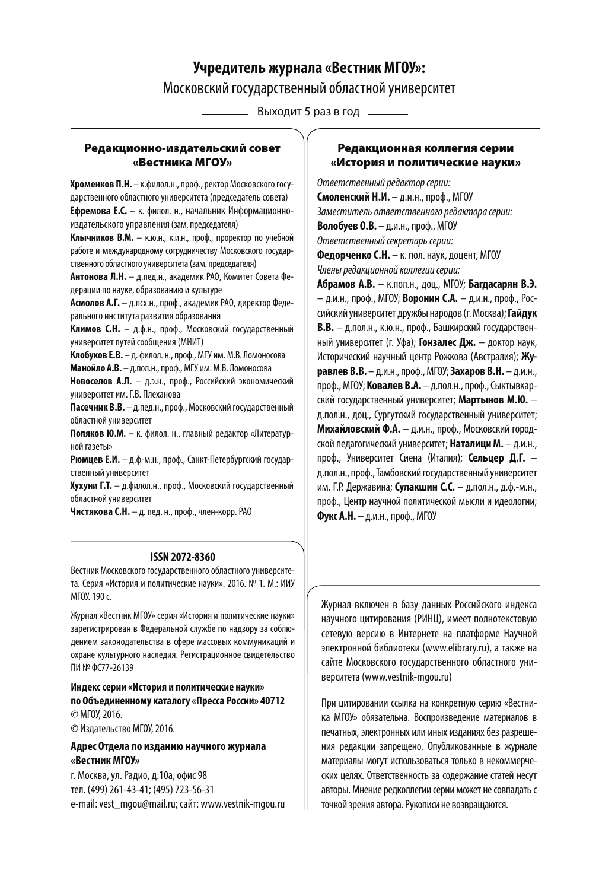# Учредитель журнала «Вестник МГОУ»:

Московский государственный областной университет

Выходит 5 раз в год

## Редакционно-издательский совет «Вестника МГОУ»

**Хроменков П.Н.** – к.филол.н., проф., ректор Московского государственного областного университета (председатель совета)

**Ефремова Е.С.** – к. филол. н., начальник Информационно-издательского управления (зам. председателя)

**Клычников В.М.** – к.юн.н., к.и.н., проф., проректор по учебной работе и международному сотрудничеству Московского государственного областного университета (зам. председателя)

**Антонова Л.Н.** – д.пед.н., академик РАО, Комитет Совета Федерации по науке, образованию и культуре

**Асмолов А.Г.** – д.псх.н., проф., академик РАО, директор Федерального института развития образования

**Климов С.Н.** – д.ф.н., проф., Московский государственный университет путей сообщения (МИИТ)

**Клобуков Е.В.** – д. филол. н., проф., МГУ им. М.В. Ломоносова

**Манойло А.В.** – д.пол.н., проф., МГУ им. М.В. Ломоносова

**Новоселов А.Л.** – д.э.н., проф., Российский экономический университет им. Г.В. Плеханова

**Пасечник В.В.** – д.пед.н., проф., Московский государственный областной университет

**Поляков Ю.М. –** к. филол. н., главный редактор «Литературной газеты»

**Рюмцев Е.И.** – д.ф-м.н., проф., Санкт-Петербургский государственный университет

**Хухуни Г.Т.** – д.филол.н., проф., Московский государственный областной университет

**Чистякова С.Н.** – д. пед. н., проф., член-корр. РАО

## Редакционная коллегия серии «История и политические науки»

*Ответственный редактор серии:*

**Смоленский Н.И.** – д.и.н., проф., МГОУ

*Заместитель ответственного редактора серии:*

**Волобуев О.В.** – д.и.н., проф., МГОУ

*Ответственный секретарь серии:*

**Федорченко С.Н.** – к. пол. наук, доцент, МГОУ

*Члены редакционной коллегии серии:*

**Абрамов А.В.** – к.пол.н., доц., МГОУ; **Багдасарян В.Э.** – д.и.н., проф., МГОУ; **Воронин С.А.** – д.и.н., проф., Российский университет дружбы народов (г. Москва); **Гайдук В.В.** – д.пол.н., к.юн.н., проф., Башкирский государственный университет (г. Уфа); **Гонзалес Дж.** – доктор наук, Исторический научный центр Рожкова (Австралия); **Журавлев В.В.** – д.и.н., проф., МГОУ; **Захаров В.Н.** – д.и.н., проф., МГОУ; **Ковалев В.А.** – д.пол.н., проф., Сыктывкарский государственный университет; **Мартынов М.Ю.** – д.пол.н., доц., Сургутский государственный университет; **Михайловский Ф.А.** – д.и.н., проф., Московский городской педагогический университет; **Наталици М.** – д.и.н., проф., Университет Сиена (Италия); **Сельцер Д.Г.** – д.пол.н., проф., Тамбовский государственный университет им. Г.Р. Державина; **Сулакшин С.С.** – д.пол.н., д.ф.-м.н., проф., Центр научной политической мысли и идеологии; **Фукс А.Н.** – д.и.н., проф., МГОУ

**ISSN 2072-8360**

Вестник Московского государственного областного университета. Серия «История и политические науки». 2016. № 1. М.: ИИУ МГОУ. 190 с.

Журнал «Вестник МГОУ» серия «История и политические науки» зарегистрирован в Федеральной службе по надзору за соблюдением законодательства в сфере массовых коммуникаций и охране культурного наследия. Регистрационное свидетельство ПИ № ФС77-26139

**Индекс серии «История и политические науки» по Объединенному каталогу «Пресса России» 40712**

© МГОУ, 2016.

© Издательство МГОУ, 2016.

**Адрес Отдела по изданию научного журнала «Вестник МГОУ»**

г. Москва, ул. Радио, д.10а, офис 98

тел. (499) 261-43-41; (495) 723-56-31

e-mail: vest_mgou@mail.ru; сайт: www.vestnik-mgou.ru

Журнал включен в базу данных Российского индекса научного цитирования (РИНЦ), имеет полнотекстовую сетевую версию в Интернете на платформе Научной электронной библиотеки (www.elibrary.ru), а также на сайте Московского государственного областного университета (www.vestnik-mgou.ru)

При цитировании ссылка на конкретную серию «Вестника МГОУ» обязательна. Воспроизведение материалов в печатных, электронных или иных изданиях без разрешения редакции запрещено. Опубликованные в журнале материалы могут использоваться только в некоммерческих целях. Ответственность за содержание статей несут авторы. Мнение редколлегии серии может не совпадать с точкой зрения автора. Рукописи не возвращаются.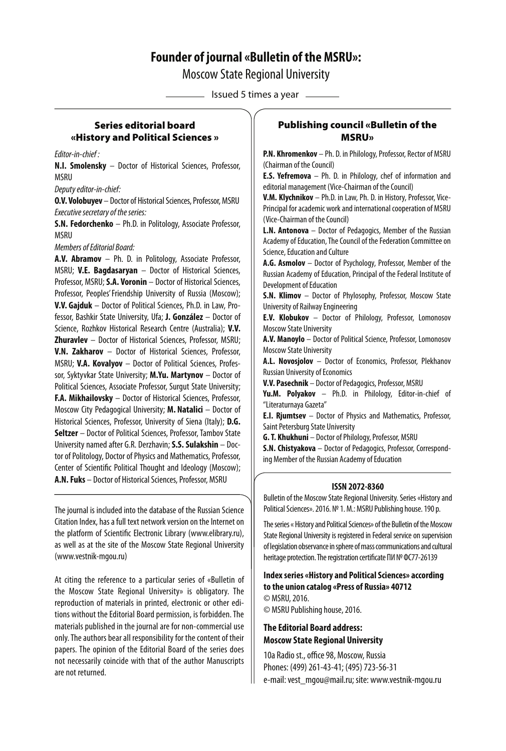# Founder of journal «Bulletin of the MSRU»:

Moscow State Regional University

Issued 5 times a year

## Series editorial board «History and Political Sciences »

*Editor-in-chief :*

**N.I. Smolensky** – Doctor of Historical Sciences, Professor, MSRU

*Deputy editor-in-chief:*

**O.V. Volobuyev** – Doctor of Historical Sciences, Professor, MSRU

*Executive secretary of the series:*

**S.N. Fedorchenko** – Ph.D. in Politology, Associate Professor, MSRU

*Members of Editorial Board:*

**A.V. Abramov** – Ph. D. in Politology, Associate Professor, MSRU; **V.E. Bagdasaryan** – Doctor of Historical Sciences, Professor, MSRU; **S.A. Voronin** – Doctor of Historical Sciences, Professor, Peoples' Friendship University of Russia (Moscow); **V.V. Gajduk** – Doctor of Political Sciences, Ph.D. in Law, Professor, Bashkir State University, Ufa; **J. González** – Doctor of Science, Rozhkov Historical Research Centre (Australia); **V.V. Zhuravlev** – Doctor of Historical Sciences, Professor, MSRU; **V.N. Zakharov** – Doctor of Historical Sciences, Professor, MSRU; **V.A. Kovalyov** – Doctor of Political Sciences, Professor, Syktyvkar State University; **M.Yu. Martynov** – Doctor of Political Sciences, Associate Professor, Surgut State University; **F.A. Mikhailovsky** – Doctor of Historical Sciences, Professor, Moscow City Pedagogical University; **M. Natalici** – Doctor of Historical Sciences, Professor, University of Siena (Italy); **D.G. Seltzer** – Doctor of Political Sciences, Professor, Tambov State University named after G.R. Derzhavin; **S.S. Sulakshin** – Doctor of Politology, Doctor of Physics and Mathematics, Professor, Center of Scientific Political Thought and Ideology (Moscow); **A.N. Fuks** – Doctor of Historical Sciences, Professor, MSRU

The journal is included into the database of the Russian Science Citation Index, has a full text network version on the Internet on the platform of Scientific Electronic Library (www.elibrary.ru), as well as at the site of the Moscow State Regional University (www.vestnik-mgou.ru)

At citing the reference to a particular series of «Bulletin of the Moscow State Regional University» is obligatory. The reproduction of materials in printed, electronic or other editions without the Editorial Board permission, is forbidden. The materials published in the journal are for non-commercial use only. The authors bear all responsibility for the content of their papers. The opinion of the Editorial Board of the series does not necessarily coincide with that of the author Manuscripts are not returned.

## Publishing council «Bulletin of the MSRU»

**P.N. Khromenkov** – Ph. D. in Philology, Professor, Rector of MSRU (Chairman of the Council)

**E.S. Yefremova** – Ph. D. in Philology, chef of information and editorial management (Vice-Chairman of the Council)

**V.M. Klychnikov** – Ph.D. in Law, Ph. D. in History, Professor, Vice-Principal for academic work and international cooperation of MSRU (Vice-Chairman of the Council)

**L.N. Antonova** – Doctor of Pedagogics, Member of the Russian Academy of Education, The Council of the Federation Committee on Science, Education and Culture

**A.G. Asmolov** – Doctor of Psychology, Professor, Member of the Russian Academy of Education, Principal of the Federal Institute of Development of Education

**S.N. Klimov** – Doctor of Phylosophy, Professor, Moscow State University of Railway Engineering

**E.V. Klobukov** – Doctor of Philology, Professor, Lomonosov Moscow State University

**A.V. Manoylo** – Doctor of Political Science, Professor, Lomonosov Moscow State University

**A.L. Novosjolov** – Doctor of Economics, Professor, Plekhanov Russian University of Economics

**V.V. Pasechnik** – Doctor of Pedagogics, Professor, MSRU

**Yu.M. Polyakov** – Ph.D. in Philology, Editor-in-chief of "Literaturnaya Gazeta"

**E.I. Rjumtsev** – Doctor of Physics and Mathematics, Professor, Saint Petersburg State University

**G. T. Khukhuni** – Doctor of Philology, Professor, MSRU

**S.N. Chistyakova** – Doctor of Pedagogics, Professor, Corresponding Member of the Russian Academy of Education

**ISSN 2072-8360**

Bulletin of the Moscow State Regional University. Series «History and Political Sciences». 2016. № 1. M.: MSRU Publishing house. 190 p.

The series « History and Political Sciences» of the Bulletin of the Moscow State Regional University is registered in Federal service on supervision of legislation observance in sphere of mass communications and cultural heritage protection. The registration certificate ПИ № ФС77-26139

**Index series «History and Political Sciences» according to the union catalog «Press of Russia» 40712**

© MSRU, 2016.

© MSRU Publishing house, 2016.

**The Editorial Board address:**
**Moscow State Regional University**

10a Radio st., office 98, Moscow, Russia
Phones: (499) 261-43-41; (495) 723-56-31
e-mail: vest_mgou@mail.ru; site: www.vestnik-mgou.ru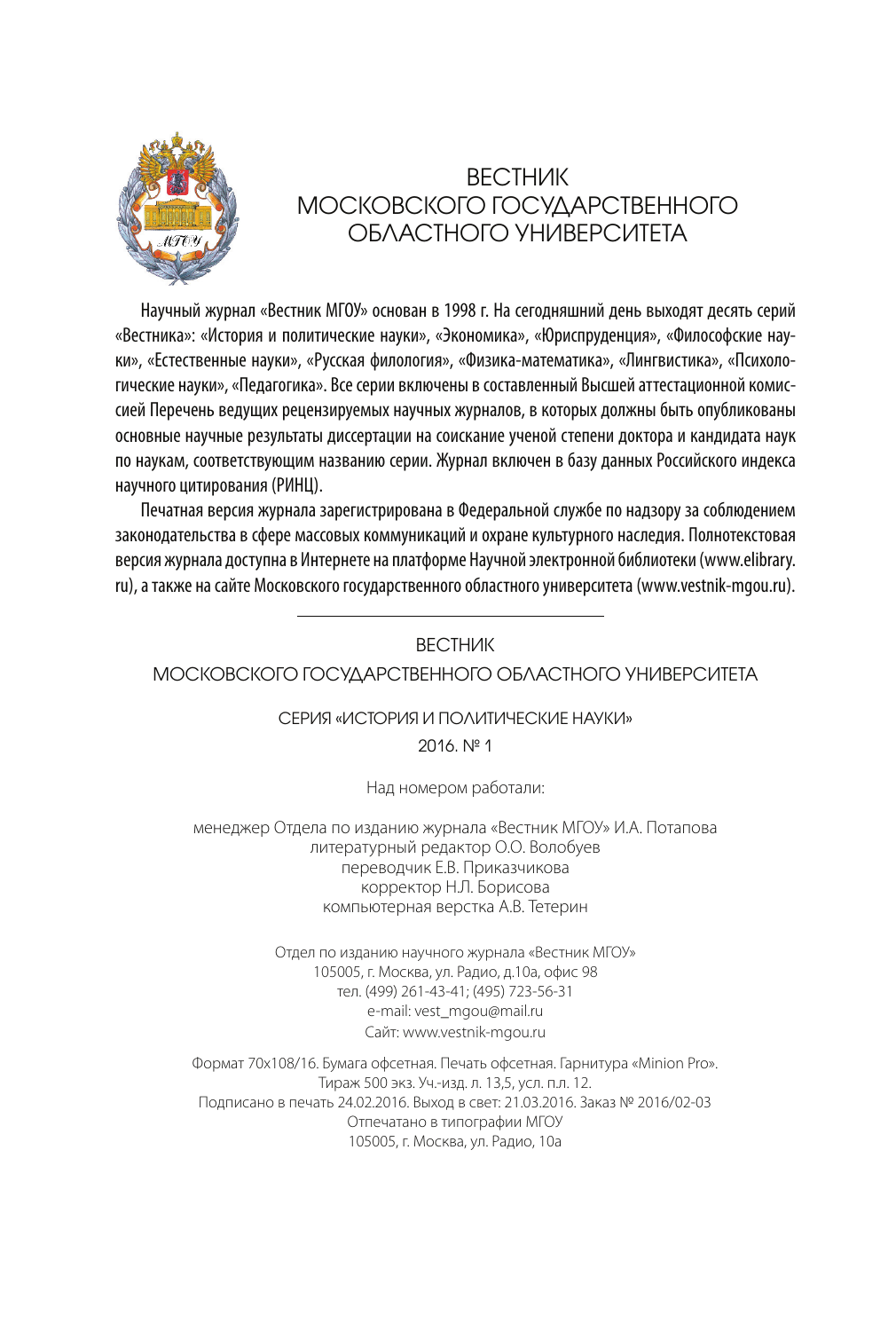# ВЕСТНИК МОСКОВСКОГО ГОСУДАРСТВЕННОГО ОБЛАСТНОГО УНИВЕРСИТЕТА

Научный журнал «Вестник МГОУ» основан в 1998 г. На сегодняшний день выходят десять серий «Вестника»: «История и политические науки», «Экономика», «Юриспруденция», «Философские науки», «Естественные науки», «Русская филология», «Физика-математика», «Лингвистика», «Психологические науки», «Педагогика». Все серии включены в составленный Высшей аттестационной комиссией Перечень ведущих рецензируемых научных журналов, в которых должны быть опубликованы основные научные результаты диссертации на соискание ученой степени доктора и кандидата наук по наукам, соответствующим названию серии. Журнал включен в базу данных Российского индекса научного цитирования (РИНЦ).

Печатная версия журнала зарегистрирована в Федеральной службе по надзору за соблюдением законодательства в сфере массовых коммуникаций и охране культурного наследия. Полнотекстовая версия журнала доступна в Интернете на платформе Научной электронной библиотеки (www.elibrary.ru), а также на сайте Московского государственного областного университета (www.vestnik-mgou.ru).

---

ВЕСТНИК
МОСКОВСКОГО ГОСУДАРСТВЕННОГО ОБЛАСТНОГО УНИВЕРСИТЕТА

СЕРИЯ «ИСТОРИЯ И ПОЛИТИЧЕСКИЕ НАУКИ»
2016. № 1

Над номером работали:

менеджер Отдела по изданию журнала «Вестник МГОУ» И.А. Потапова
литературный редактор О.О. Волобуев
переводчик Е.В. Приказчикова
корректор Н.Л. Борисова
компьютерная верстка А.В. Тетерин

Отдел по изданию научного журнала «Вестник МГОУ»
105005, г. Москва, ул. Радио, д.10а, офис 98
тел. (499) 261-43-41; (495) 723-56-31
e-mail: vest_mgou@mail.ru
Сайт: www.vestnik-mgou.ru

Формат 70x108/16. Бумага офсетная. Печать офсетная. Гарнитура «Minion Pro».
Тираж 500 экз. Уч.-изд. л. 13,5, усл. п.л. 12.
Подписано в печать 24.02.2016. Выход в свет: 21.03.2016. Заказ № 2016/02-03
Отпечатано в типографии МГОУ
105005, г. Москва, ул. Радио, 10а